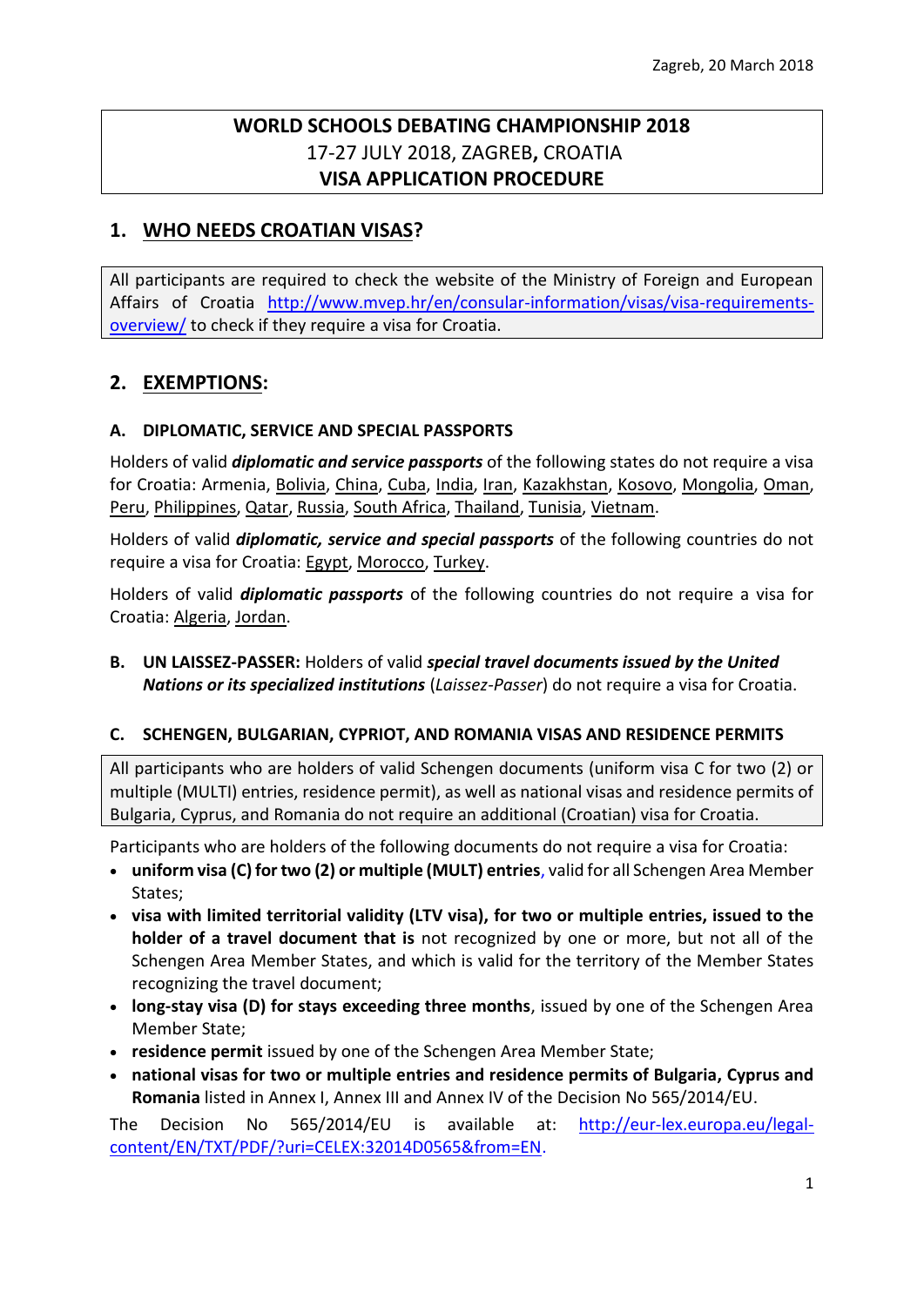Zagreb, 20 March 2018

**WORLD SCHOOLS DEBATING CHAMPIONSHIP 2018**
17-27 JULY 2018, ZAGREB, CROATIA
**VISA APPLICATION PROCEDURE**

## 1. WHO NEEDS CROATIAN VISAS?

All participants are required to check the website of the Ministry of Foreign and European Affairs of Croatia http://www.mvep.hr/en/consular-information/visas/visa-requirements-overview/ to check if they require a visa for Croatia.

## 2. EXEMPTIONS:

### A. DIPLOMATIC, SERVICE AND SPECIAL PASSPORTS

Holders of valid ***diplomatic and service passports*** of the following states do not require a visa for Croatia: Armenia, Bolivia, China, Cuba, India, Iran, Kazakhstan, Kosovo, Mongolia, Oman, Peru, Philippines, Qatar, Russia, South Africa, Thailand, Tunisia, Vietnam.

Holders of valid ***diplomatic, service and special passports*** of the following countries do not require a visa for Croatia: Egypt, Morocco, Turkey.

Holders of valid ***diplomatic passports*** of the following countries do not require a visa for Croatia: Algeria, Jordan.

### B. UN LAISSEZ-PASSER:

Holders of valid ***special travel documents issued by the United Nations or its specialized institutions*** (*Laissez-Passer*) do not require a visa for Croatia.

### C. SCHENGEN, BULGARIAN, CYPRIOT, AND ROMANIA VISAS AND RESIDENCE PERMITS

All participants who are holders of valid Schengen documents (uniform visa C for two (2) or multiple (MULTI) entries, residence permit), as well as national visas and residence permits of Bulgaria, Cyprus, and Romania do not require an additional (Croatian) visa for Croatia.

Participants who are holders of the following documents do not require a visa for Croatia:

- **uniform visa (C) for two (2) or multiple (MULT) entries**, valid for all Schengen Area Member States;
- **visa with limited territorial validity (LTV visa), for two or multiple entries, issued to the holder of a travel document that is** not recognized by one or more, but not all of the Schengen Area Member States, and which is valid for the territory of the Member States recognizing the travel document;
- **long-stay visa (D) for stays exceeding three months**, issued by one of the Schengen Area Member State;
- **residence permit** issued by one of the Schengen Area Member State;
- **national visas for two or multiple entries and residence permits of Bulgaria, Cyprus and Romania** listed in Annex I, Annex III and Annex IV of the Decision No 565/2014/EU.

The Decision No 565/2014/EU is available at: http://eur-lex.europa.eu/legal-content/EN/TXT/PDF/?uri=CELEX:32014D0565&from=EN.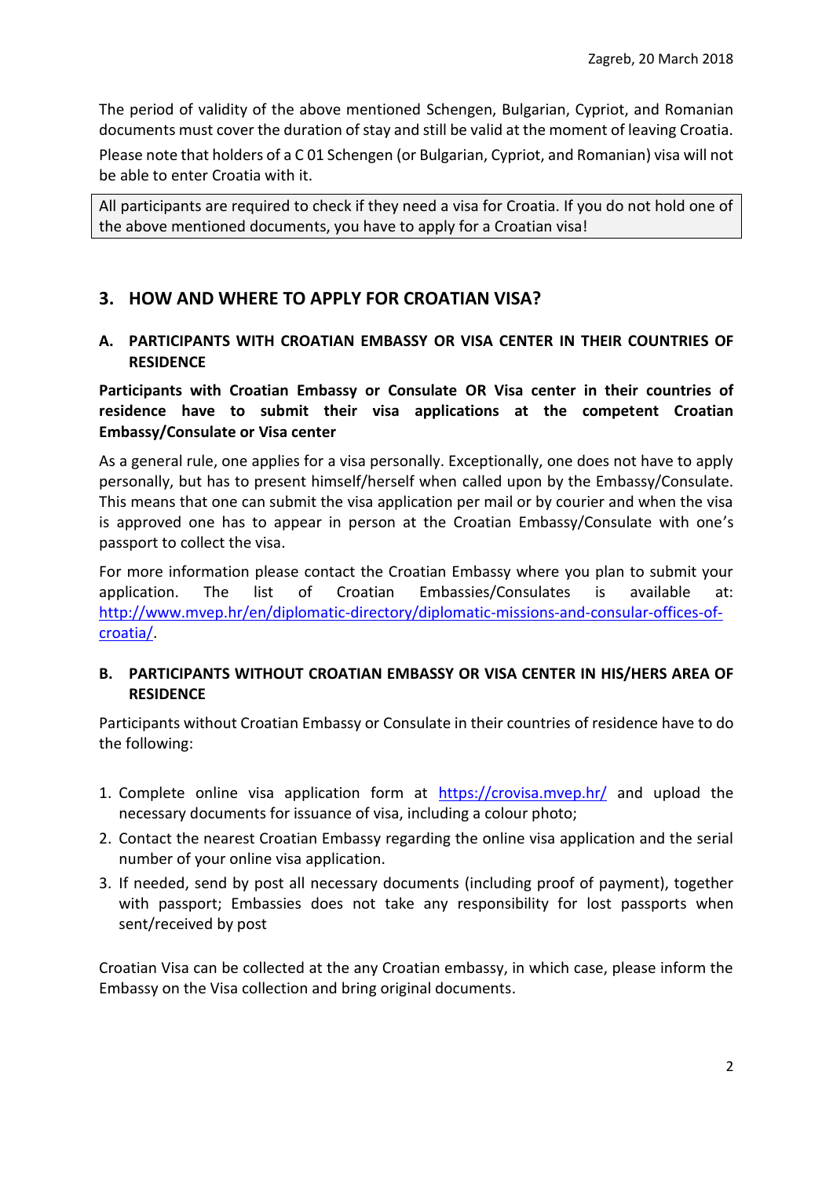Zagreb, 20 March 2018

The period of validity of the above mentioned Schengen, Bulgarian, Cypriot, and Romanian documents must cover the duration of stay and still be valid at the moment of leaving Croatia.

Please note that holders of a C 01 Schengen (or Bulgarian, Cypriot, and Romanian) visa will not be able to enter Croatia with it.

All participants are required to check if they need a visa for Croatia. If you do not hold one of the above mentioned documents, you have to apply for a Croatian visa!

## 3. HOW AND WHERE TO APPLY FOR CROATIAN VISA?

### A. PARTICIPANTS WITH CROATIAN EMBASSY OR VISA CENTER IN THEIR COUNTRIES OF RESIDENCE

**Participants with Croatian Embassy or Consulate OR Visa center in their countries of residence have to submit their visa applications at the competent Croatian Embassy/Consulate or Visa center**

As a general rule, one applies for a visa personally. Exceptionally, one does not have to apply personally, but has to present himself/herself when called upon by the Embassy/Consulate. This means that one can submit the visa application per mail or by courier and when the visa is approved one has to appear in person at the Croatian Embassy/Consulate with one's passport to collect the visa.

For more information please contact the Croatian Embassy where you plan to submit your application. The list of Croatian Embassies/Consulates is available at: http://www.mvep.hr/en/diplomatic-directory/diplomatic-missions-and-consular-offices-of-croatia/.

### B. PARTICIPANTS WITHOUT CROATIAN EMBASSY OR VISA CENTER IN HIS/HERS AREA OF RESIDENCE

Participants without Croatian Embassy or Consulate in their countries of residence have to do the following:

1. Complete online visa application form at https://crovisa.mvep.hr/ and upload the necessary documents for issuance of visa, including a colour photo;
2. Contact the nearest Croatian Embassy regarding the online visa application and the serial number of your online visa application.
3. If needed, send by post all necessary documents (including proof of payment), together with passport; Embassies does not take any responsibility for lost passports when sent/received by post

Croatian Visa can be collected at the any Croatian embassy, in which case, please inform the Embassy on the Visa collection and bring original documents.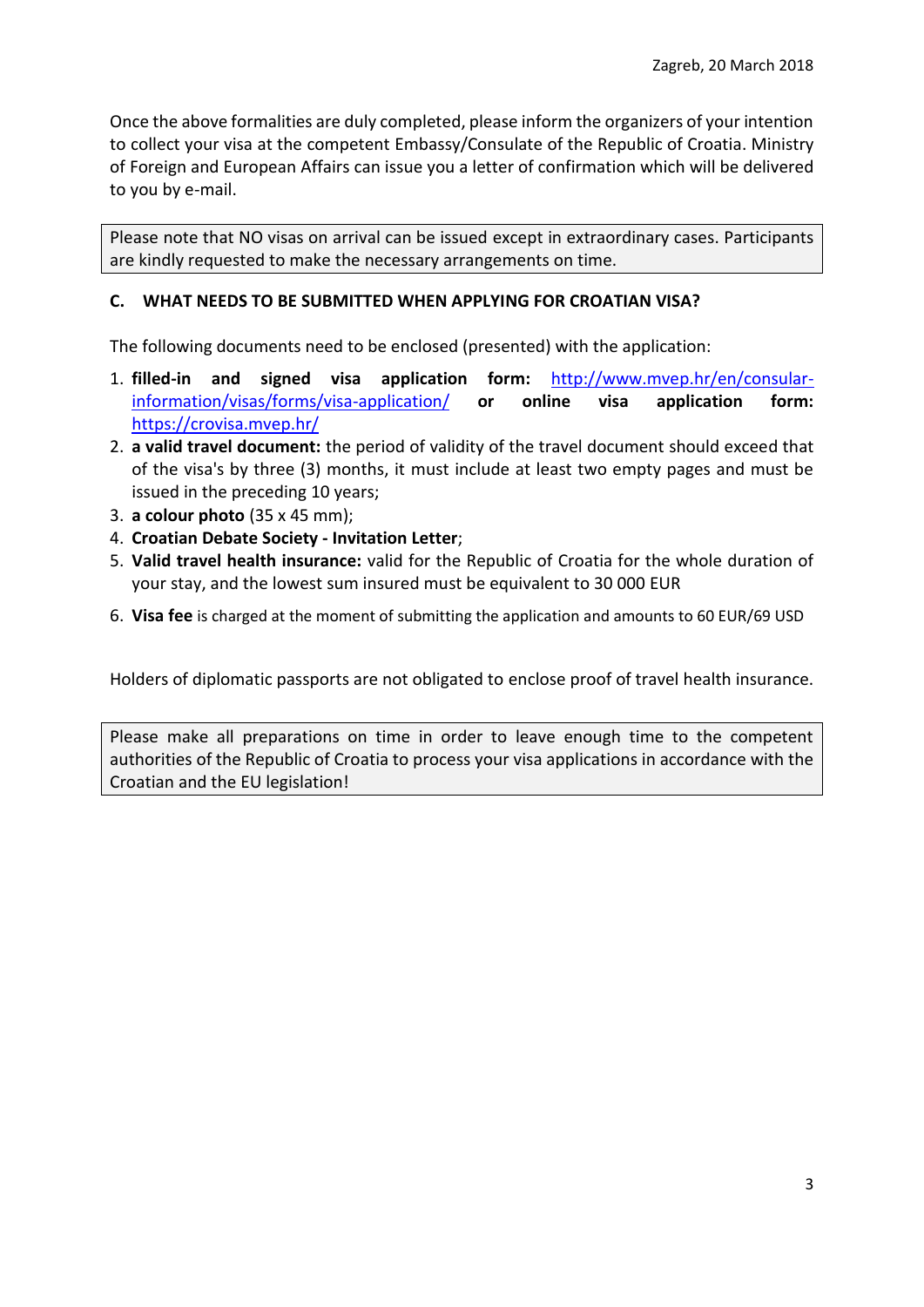Zagreb, 20 March 2018

Once the above formalities are duly completed, please inform the organizers of your intention to collect your visa at the competent Embassy/Consulate of the Republic of Croatia. Ministry of Foreign and European Affairs can issue you a letter of confirmation which will be delivered to you by e-mail.

> Please note that NO visas on arrival can be issued except in extraordinary cases. Participants are kindly requested to make the necessary arrangements on time.

### C. WHAT NEEDS TO BE SUBMITTED WHEN APPLYING FOR CROATIAN VISA?

The following documents need to be enclosed (presented) with the application:

1. **filled-in and signed visa application form:** [http://www.mvep.hr/en/consular-information/visas/forms/visa-application/](http://www.mvep.hr/en/consular-information/visas/forms/visa-application/) **or online visa application form:** [https://crovisa.mvep.hr/](https://crovisa.mvep.hr/)
2. **a valid travel document:** the period of validity of the travel document should exceed that of the visa's by three (3) months, it must include at least two empty pages and must be issued in the preceding 10 years;
3. **a colour photo** (35 x 45 mm);
4. **Croatian Debate Society - Invitation Letter**;
5. **Valid travel health insurance:** valid for the Republic of Croatia for the whole duration of your stay, and the lowest sum insured must be equivalent to 30 000 EUR
6. **Visa fee** is charged at the moment of submitting the application and amounts to 60 EUR/69 USD

Holders of diplomatic passports are not obligated to enclose proof of travel health insurance.

> Please make all preparations on time in order to leave enough time to the competent authorities of the Republic of Croatia to process your visa applications in accordance with the Croatian and the EU legislation!